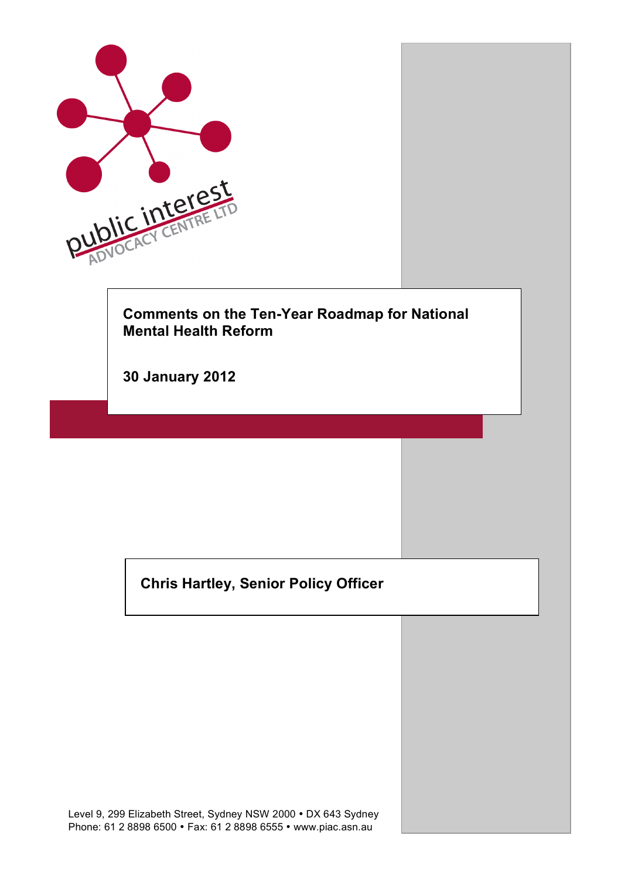public interest ADVOCACY CENTRE LTD

# Comments on the Ten-Year Roadmap for National Mental Health Reform

**30 January 2012**

**Chris Hartley, Senior Policy Officer**

Level 9, 299 Elizabeth Street, Sydney NSW 2000 • DX 643 Sydney
Phone: 61 2 8898 6500 • Fax: 61 2 8898 6555 • www.piac.asn.au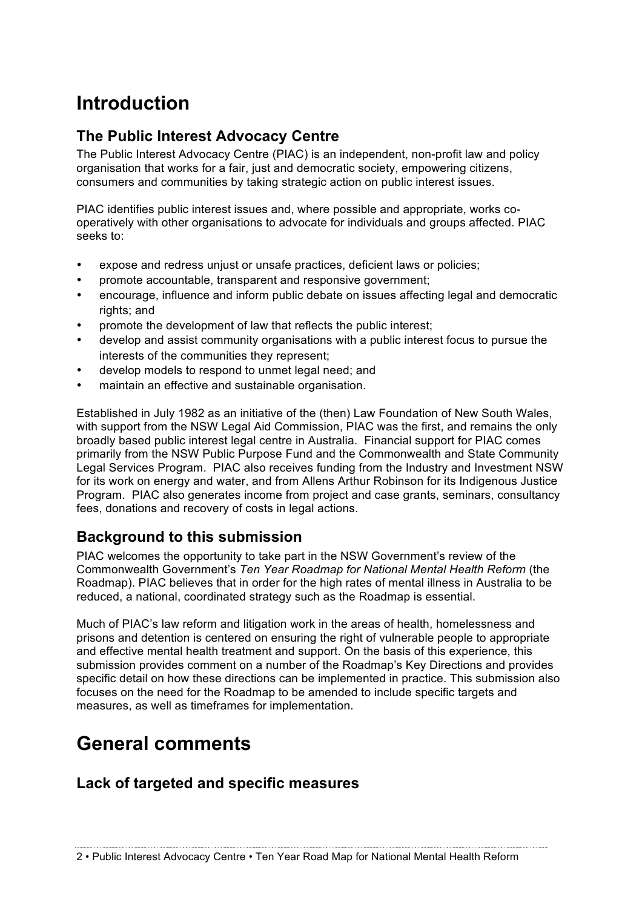# Introduction

## The Public Interest Advocacy Centre

The Public Interest Advocacy Centre (PIAC) is an independent, non-profit law and policy organisation that works for a fair, just and democratic society, empowering citizens, consumers and communities by taking strategic action on public interest issues.

PIAC identifies public interest issues and, where possible and appropriate, works co-operatively with other organisations to advocate for individuals and groups affected. PIAC seeks to:

- expose and redress unjust or unsafe practices, deficient laws or policies;
- promote accountable, transparent and responsive government;
- encourage, influence and inform public debate on issues affecting legal and democratic rights; and
- promote the development of law that reflects the public interest;
- develop and assist community organisations with a public interest focus to pursue the interests of the communities they represent;
- develop models to respond to unmet legal need; and
- maintain an effective and sustainable organisation.

Established in July 1982 as an initiative of the (then) Law Foundation of New South Wales, with support from the NSW Legal Aid Commission, PIAC was the first, and remains the only broadly based public interest legal centre in Australia. Financial support for PIAC comes primarily from the NSW Public Purpose Fund and the Commonwealth and State Community Legal Services Program. PIAC also receives funding from the Industry and Investment NSW for its work on energy and water, and from Allens Arthur Robinson for its Indigenous Justice Program. PIAC also generates income from project and case grants, seminars, consultancy fees, donations and recovery of costs in legal actions.

## Background to this submission

PIAC welcomes the opportunity to take part in the NSW Government's review of the Commonwealth Government's *Ten Year Roadmap for National Mental Health Reform* (the Roadmap). PIAC believes that in order for the high rates of mental illness in Australia to be reduced, a national, coordinated strategy such as the Roadmap is essential.

Much of PIAC's law reform and litigation work in the areas of health, homelessness and prisons and detention is centered on ensuring the right of vulnerable people to appropriate and effective mental health treatment and support. On the basis of this experience, this submission provides comment on a number of the Roadmap's Key Directions and provides specific detail on how these directions can be implemented in practice. This submission also focuses on the need for the Roadmap to be amended to include specific targets and measures, as well as timeframes for implementation.

# General comments

## Lack of targeted and specific measures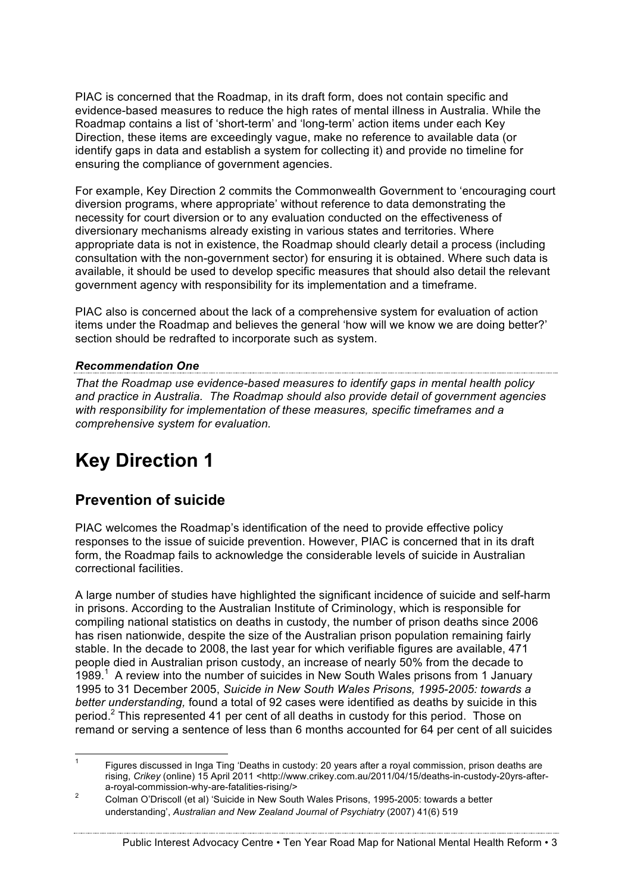PIAC is concerned that the Roadmap, in its draft form, does not contain specific and evidence-based measures to reduce the high rates of mental illness in Australia. While the Roadmap contains a list of 'short-term' and 'long-term' action items under each Key Direction, these items are exceedingly vague, make no reference to available data (or identify gaps in data and establish a system for collecting it) and provide no timeline for ensuring the compliance of government agencies.

For example, Key Direction 2 commits the Commonwealth Government to 'encouraging court diversion programs, where appropriate' without reference to data demonstrating the necessity for court diversion or to any evaluation conducted on the effectiveness of diversionary mechanisms already existing in various states and territories. Where appropriate data is not in existence, the Roadmap should clearly detail a process (including consultation with the non-government sector) for ensuring it is obtained. Where such data is available, it should be used to develop specific measures that should also detail the relevant government agency with responsibility for its implementation and a timeframe.

PIAC also is concerned about the lack of a comprehensive system for evaluation of action items under the Roadmap and believes the general 'how will we know we are doing better?' section should be redrafted to incorporate such as system.

***Recommendation One***

*That the Roadmap use evidence-based measures to identify gaps in mental health policy and practice in Australia. The Roadmap should also provide detail of government agencies with responsibility for implementation of these measures, specific timeframes and a comprehensive system for evaluation.*

# Key Direction 1

## Prevention of suicide

PIAC welcomes the Roadmap's identification of the need to provide effective policy responses to the issue of suicide prevention. However, PIAC is concerned that in its draft form, the Roadmap fails to acknowledge the considerable levels of suicide in Australian correctional facilities.

A large number of studies have highlighted the significant incidence of suicide and self-harm in prisons. According to the Australian Institute of Criminology, which is responsible for compiling national statistics on deaths in custody, the number of prison deaths since 2006 has risen nationwide, despite the size of the Australian prison population remaining fairly stable. In the decade to 2008, the last year for which verifiable figures are available, 471 people died in Australian prison custody, an increase of nearly 50% from the decade to 1989.[1] A review into the number of suicides in New South Wales prisons from 1 January 1995 to 31 December 2005, *Suicide in New South Wales Prisons, 1995-2005: towards a better understanding,* found a total of 92 cases were identified as deaths by suicide in this period.[2] This represented 41 per cent of all deaths in custody for this period. Those on remand or serving a sentence of less than 6 months accounted for 64 per cent of all suicides

---

[1] Figures discussed in Inga Ting 'Deaths in custody: 20 years after a royal commission, prison deaths are rising, *Crikey* (online) 15 April 2011 <http://www.crikey.com.au/2011/04/15/deaths-in-custody-20yrs-after-a-royal-commission-why-are-fatalities-rising/>

[2] Colman O'Driscoll (et al) 'Suicide in New South Wales Prisons, 1995-2005: towards a better understanding', *Australian and New Zealand Journal of Psychiatry* (2007) 41(6) 519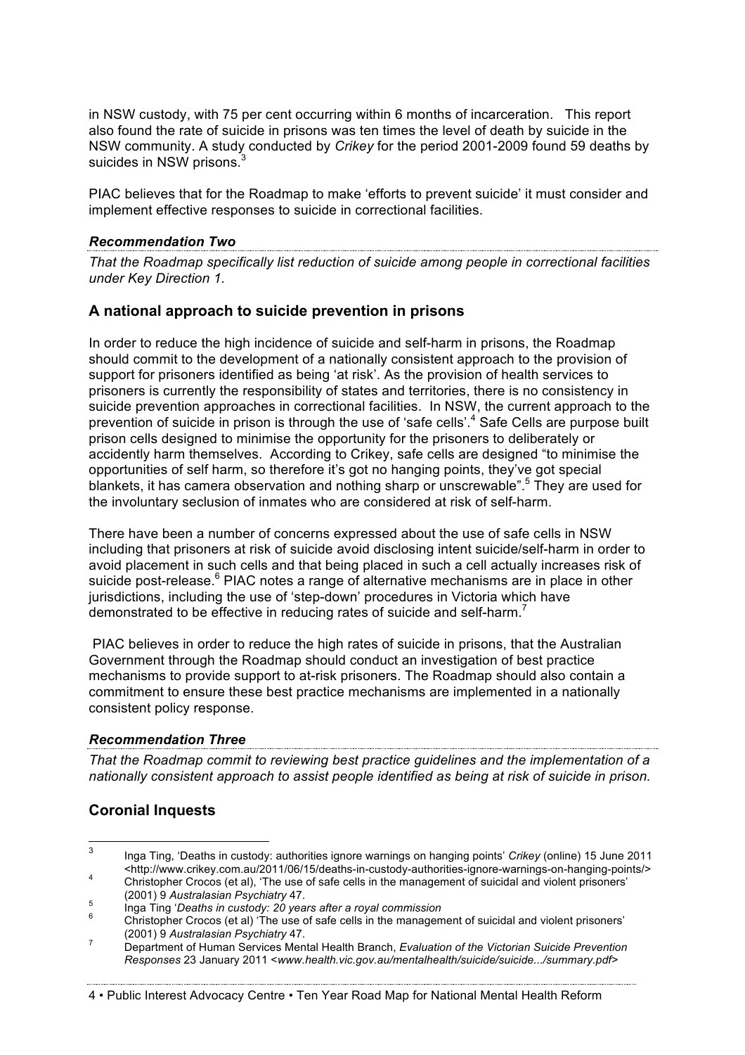in NSW custody, with 75 per cent occurring within 6 months of incarceration. This report also found the rate of suicide in prisons was ten times the level of death by suicide in the NSW community. A study conducted by *Crikey* for the period 2001-2009 found 59 deaths by suicides in NSW prisons.[3]

PIAC believes that for the Roadmap to make 'efforts to prevent suicide' it must consider and implement effective responses to suicide in correctional facilities.

***Recommendation Two***

*That the Roadmap specifically list reduction of suicide among people in correctional facilities under Key Direction 1.*

## A national approach to suicide prevention in prisons

In order to reduce the high incidence of suicide and self-harm in prisons, the Roadmap should commit to the development of a nationally consistent approach to the provision of support for prisoners identified as being 'at risk'. As the provision of health services to prisoners is currently the responsibility of states and territories, there is no consistency in suicide prevention approaches in correctional facilities. In NSW, the current approach to the prevention of suicide in prison is through the use of 'safe cells'.[4] Safe Cells are purpose built prison cells designed to minimise the opportunity for the prisoners to deliberately or accidently harm themselves. According to Crikey, safe cells are designed "to minimise the opportunities of self harm, so therefore it's got no hanging points, they've got special blankets, it has camera observation and nothing sharp or unscrewable".[5] They are used for the involuntary seclusion of inmates who are considered at risk of self-harm.

There have been a number of concerns expressed about the use of safe cells in NSW including that prisoners at risk of suicide avoid disclosing intent suicide/self-harm in order to avoid placement in such cells and that being placed in such a cell actually increases risk of suicide post-release.[6] PIAC notes a range of alternative mechanisms are in place in other jurisdictions, including the use of 'step-down' procedures in Victoria which have demonstrated to be effective in reducing rates of suicide and self-harm.[7]

PIAC believes in order to reduce the high rates of suicide in prisons, that the Australian Government through the Roadmap should conduct an investigation of best practice mechanisms to provide support to at-risk prisoners. The Roadmap should also contain a commitment to ensure these best practice mechanisms are implemented in a nationally consistent policy response.

***Recommendation Three***

*That the Roadmap commit to reviewing best practice guidelines and the implementation of a nationally consistent approach to assist people identified as being at risk of suicide in prison.*

## Coronial Inquests

---

[3] Inga Ting, 'Deaths in custody: authorities ignore warnings on hanging points' *Crikey* (online) 15 June 2011 <http://www.crikey.com.au/2011/06/15/deaths-in-custody-authorities-ignore-warnings-on-hanging-points/>

[4] Christopher Crocos (et al), 'The use of safe cells in the management of suicidal and violent prisoners' (2001) 9 *Australasian Psychiatry* 47.

[5] Inga Ting '*Deaths in custody: 20 years after a royal commission*

[6] Christopher Crocos (et al) 'The use of safe cells in the management of suicidal and violent prisoners' (2001) 9 *Australasian Psychiatry* 47.

[7] Department of Human Services Mental Health Branch, *Evaluation of the Victorian Suicide Prevention Responses* 23 January 2011 <*www.health.vic.gov.au/mentalhealth/suicide/suicide.../summary.pdf*>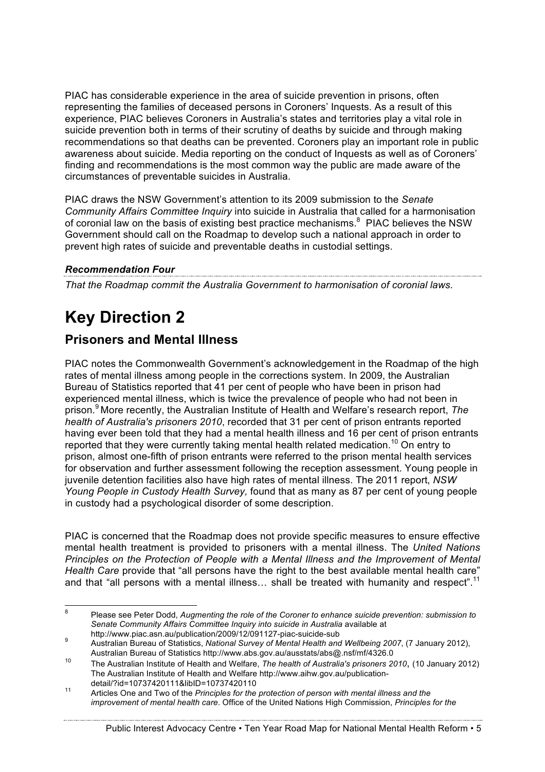PIAC has considerable experience in the area of suicide prevention in prisons, often representing the families of deceased persons in Coroners' Inquests. As a result of this experience, PIAC believes Coroners in Australia's states and territories play a vital role in suicide prevention both in terms of their scrutiny of deaths by suicide and through making recommendations so that deaths can be prevented. Coroners play an important role in public awareness about suicide. Media reporting on the conduct of Inquests as well as of Coroners' finding and recommendations is the most common way the public are made aware of the circumstances of preventable suicides in Australia.

PIAC draws the NSW Government's attention to its 2009 submission to the *Senate Community Affairs Committee Inquiry* into suicide in Australia that called for a harmonisation of coronial law on the basis of existing best practice mechanisms.[8] PIAC believes the NSW Government should call on the Roadmap to develop such a national approach in order to prevent high rates of suicide and preventable deaths in custodial settings.

***Recommendation Four***

*That the Roadmap commit the Australia Government to harmonisation of coronial laws.*

# Key Direction 2

## Prisoners and Mental Illness

PIAC notes the Commonwealth Government's acknowledgement in the Roadmap of the high rates of mental illness among people in the corrections system. In 2009, the Australian Bureau of Statistics reported that 41 per cent of people who have been in prison had experienced mental illness, which is twice the prevalence of people who had not been in prison.[9] More recently, the Australian Institute of Health and Welfare's research report, *The health of Australia's prisoners 2010*, recorded that 31 per cent of prison entrants reported having ever been told that they had a mental health illness and 16 per cent of prison entrants reported that they were currently taking mental health related medication.[10] On entry to prison, almost one-fifth of prison entrants were referred to the prison mental health services for observation and further assessment following the reception assessment. Young people in juvenile detention facilities also have high rates of mental illness. The 2011 report, *NSW Young People in Custody Health Survey,* found that as many as 87 per cent of young people in custody had a psychological disorder of some description.

PIAC is concerned that the Roadmap does not provide specific measures to ensure effective mental health treatment is provided to prisoners with a mental illness. The *United Nations Principles on the Protection of People with a Mental Illness and the Improvement of Mental Health Care* provide that "all persons have the right to the best available mental health care" and that "all persons with a mental illness… shall be treated with humanity and respect".[11]

---

[8] Please see Peter Dodd, *Augmenting the role of the Coroner to enhance suicide prevention: submission to Senate Community Affairs Committee Inquiry into suicide in Australia* available at http://www.piac.asn.au/publication/2009/12/091127-piac-suicide-sub

[9] Australian Bureau of Statistics, *National Survey of Mental Health and Wellbeing 2007*, (7 January 2012), Australian Bureau of Statistics http://www.abs.gov.au/ausstats/abs@.nsf/mf/4326.0

[10] The Australian Institute of Health and Welfare, *The health of Australia's prisoners 2010*, (10 January 2012) The Australian Institute of Health and Welfare http://www.aihw.gov.au/publication-detail/?id=10737420111&libID=10737420110

[11] Articles One and Two of the *Principles for the protection of person with mental illness and the improvement of mental health care*. Office of the United Nations High Commission, *Principles for the*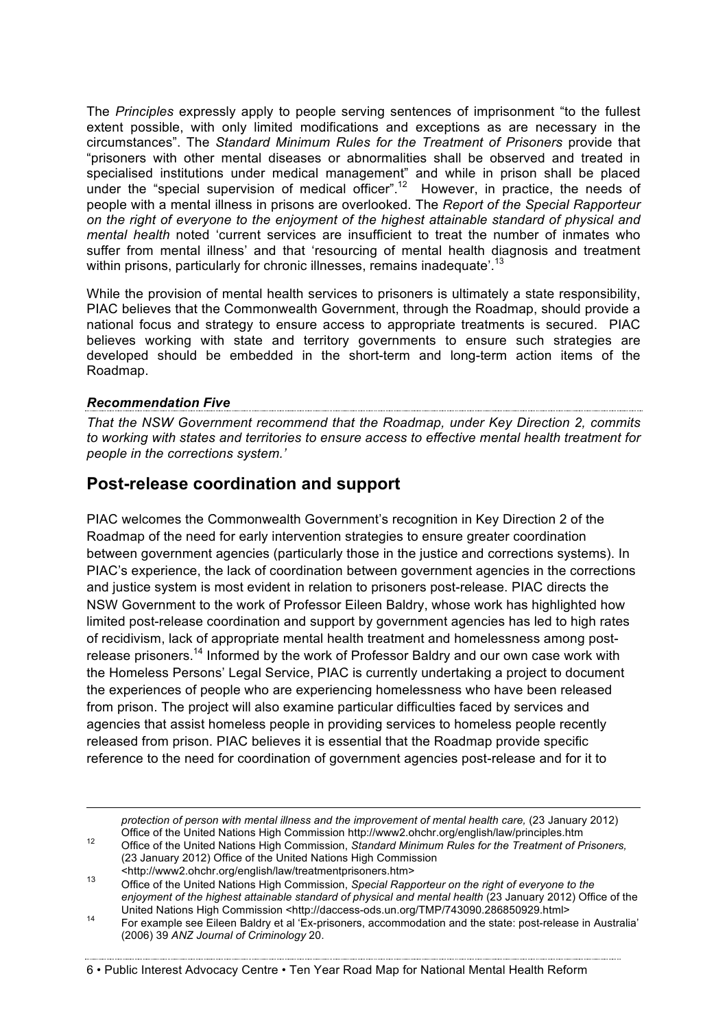The *Principles* expressly apply to people serving sentences of imprisonment "to the fullest extent possible, with only limited modifications and exceptions as are necessary in the circumstances". The *Standard Minimum Rules for the Treatment of Prisoners* provide that "prisoners with other mental diseases or abnormalities shall be observed and treated in specialised institutions under medical management" and while in prison shall be placed under the "special supervision of medical officer".[12] However, in practice, the needs of people with a mental illness in prisons are overlooked. The *Report of the Special Rapporteur on the right of everyone to the enjoyment of the highest attainable standard of physical and mental health* noted 'current services are insufficient to treat the number of inmates who suffer from mental illness' and that 'resourcing of mental health diagnosis and treatment within prisons, particularly for chronic illnesses, remains inadequate'.[13]

While the provision of mental health services to prisoners is ultimately a state responsibility, PIAC believes that the Commonwealth Government, through the Roadmap, should provide a national focus and strategy to ensure access to appropriate treatments is secured. PIAC believes working with state and territory governments to ensure such strategies are developed should be embedded in the short-term and long-term action items of the Roadmap.

***Recommendation Five***

*That the NSW Government recommend that the Roadmap, under Key Direction 2, commits to working with states and territories to ensure access to effective mental health treatment for people in the corrections system.'*

## Post-release coordination and support

PIAC welcomes the Commonwealth Government's recognition in Key Direction 2 of the Roadmap of the need for early intervention strategies to ensure greater coordination between government agencies (particularly those in the justice and corrections systems). In PIAC's experience, the lack of coordination between government agencies in the corrections and justice system is most evident in relation to prisoners post-release. PIAC directs the NSW Government to the work of Professor Eileen Baldry, whose work has highlighted how limited post-release coordination and support by government agencies has led to high rates of recidivism, lack of appropriate mental health treatment and homelessness among post-release prisoners.[14] Informed by the work of Professor Baldry and our own case work with the Homeless Persons' Legal Service, PIAC is currently undertaking a project to document the experiences of people who are experiencing homelessness who have been released from prison. The project will also examine particular difficulties faced by services and agencies that assist homeless people in providing services to homeless people recently released from prison. PIAC believes it is essential that the Roadmap provide specific reference to the need for coordination of government agencies post-release and for it to

---

*protection of person with mental illness and the improvement of mental health care,* (23 January 2012) Office of the United Nations High Commission http://www2.ohchr.org/english/law/principles.htm

[12] Office of the United Nations High Commission, *Standard Minimum Rules for the Treatment of Prisoners,* (23 January 2012) Office of the United Nations High Commission <http://www2.ohchr.org/english/law/treatmentprisoners.htm>

[13] Office of the United Nations High Commission, *Special Rapporteur on the right of everyone to the enjoyment of the highest attainable standard of physical and mental health* (23 January 2012) Office of the United Nations High Commission <http://daccess-ods.un.org/TMP/743090.286850929.html>

[14] For example see Eileen Baldry et al 'Ex-prisoners, accommodation and the state: post-release in Australia' (2006) 39 *ANZ Journal of Criminology* 20.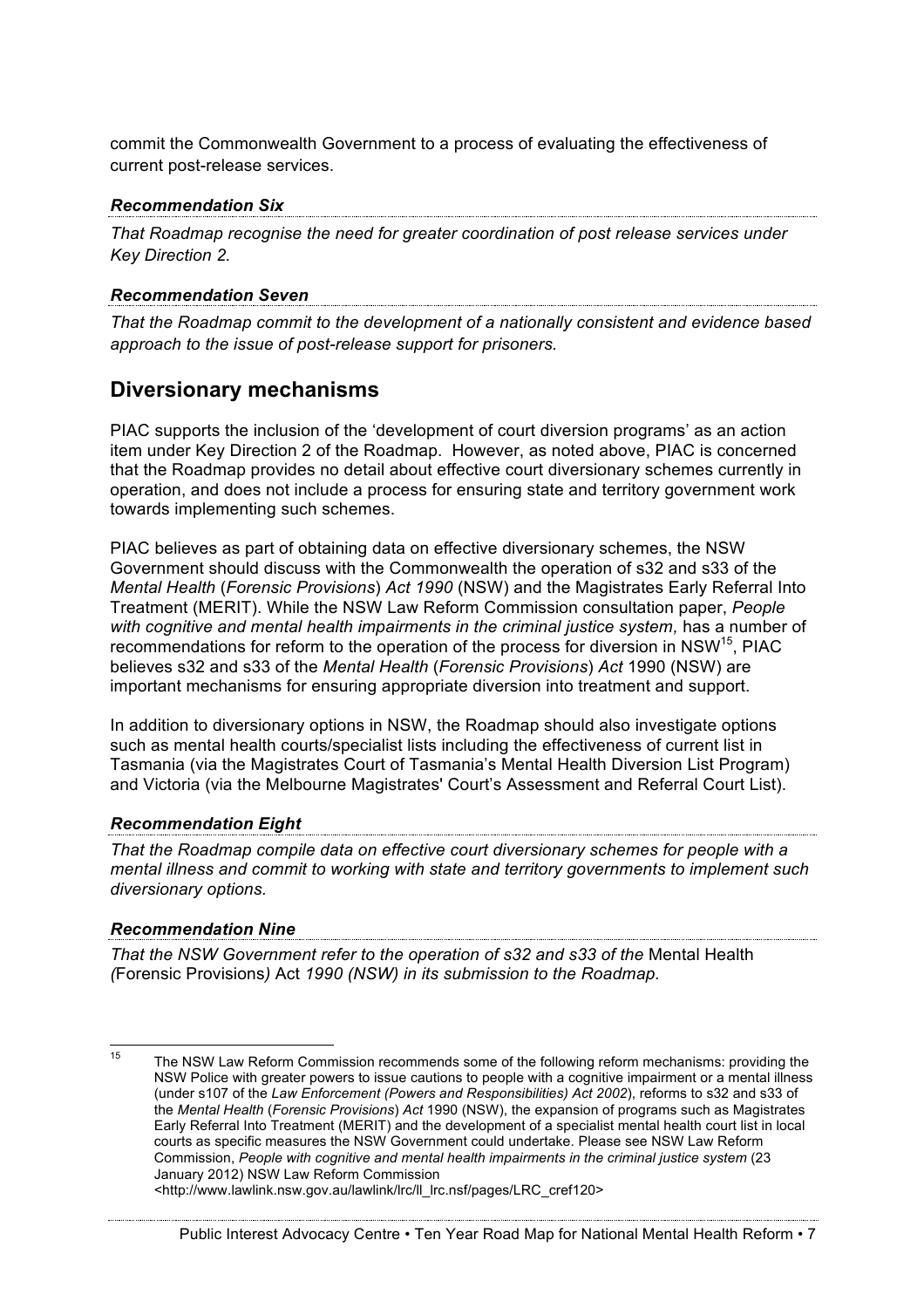commit the Commonwealth Government to a process of evaluating the effectiveness of current post-release services.

### *Recommendation Six*

*That Roadmap recognise the need for greater coordination of post release services under Key Direction 2.*

### *Recommendation Seven*

*That the Roadmap commit to the development of a nationally consistent and evidence based approach to the issue of post-release support for prisoners.*

## Diversionary mechanisms

PIAC supports the inclusion of the 'development of court diversion programs' as an action item under Key Direction 2 of the Roadmap. However, as noted above, PIAC is concerned that the Roadmap provides no detail about effective court diversionary schemes currently in operation, and does not include a process for ensuring state and territory government work towards implementing such schemes.

PIAC believes as part of obtaining data on effective diversionary schemes, the NSW Government should discuss with the Commonwealth the operation of s32 and s33 of the *Mental Health* (*Forensic Provisions*) *Act 1990* (NSW) and the Magistrates Early Referral Into Treatment (MERIT). While the NSW Law Reform Commission consultation paper, *People with cognitive and mental health impairments in the criminal justice system,* has a number of recommendations for reform to the operation of the process for diversion in NSW[15], PIAC believes s32 and s33 of the *Mental Health* (*Forensic Provisions*) *Act* 1990 (NSW) are important mechanisms for ensuring appropriate diversion into treatment and support.

In addition to diversionary options in NSW, the Roadmap should also investigate options such as mental health courts/specialist lists including the effectiveness of current list in Tasmania (via the Magistrates Court of Tasmania's Mental Health Diversion List Program) and Victoria (via the Melbourne Magistrates' Court's Assessment and Referral Court List).

### *Recommendation Eight*

*That the Roadmap compile data on effective court diversionary schemes for people with a mental illness and commit to working with state and territory governments to implement such diversionary options.*

### *Recommendation Nine*

*That the NSW Government refer to the operation of s32 and s33 of the* Mental Health *(*Forensic Provisions*)* Act *1990 (NSW) in its submission to the Roadmap.*

---

[15] The NSW Law Reform Commission recommends some of the following reform mechanisms: providing the NSW Police with greater powers to issue cautions to people with a cognitive impairment or a mental illness (under s107 of the *Law Enforcement (Powers and Responsibilities) Act 2002*), reforms to s32 and s33 of the *Mental Health* (*Forensic Provisions*) *Act* 1990 (NSW), the expansion of programs such as Magistrates Early Referral Into Treatment (MERIT) and the development of a specialist mental health court list in local courts as specific measures the NSW Government could undertake. Please see NSW Law Reform Commission, *People with cognitive and mental health impairments in the criminal justice system* (23 January 2012) NSW Law Reform Commission <http://www.lawlink.nsw.gov.au/lawlink/lrc/ll_lrc.nsf/pages/LRC_cref120>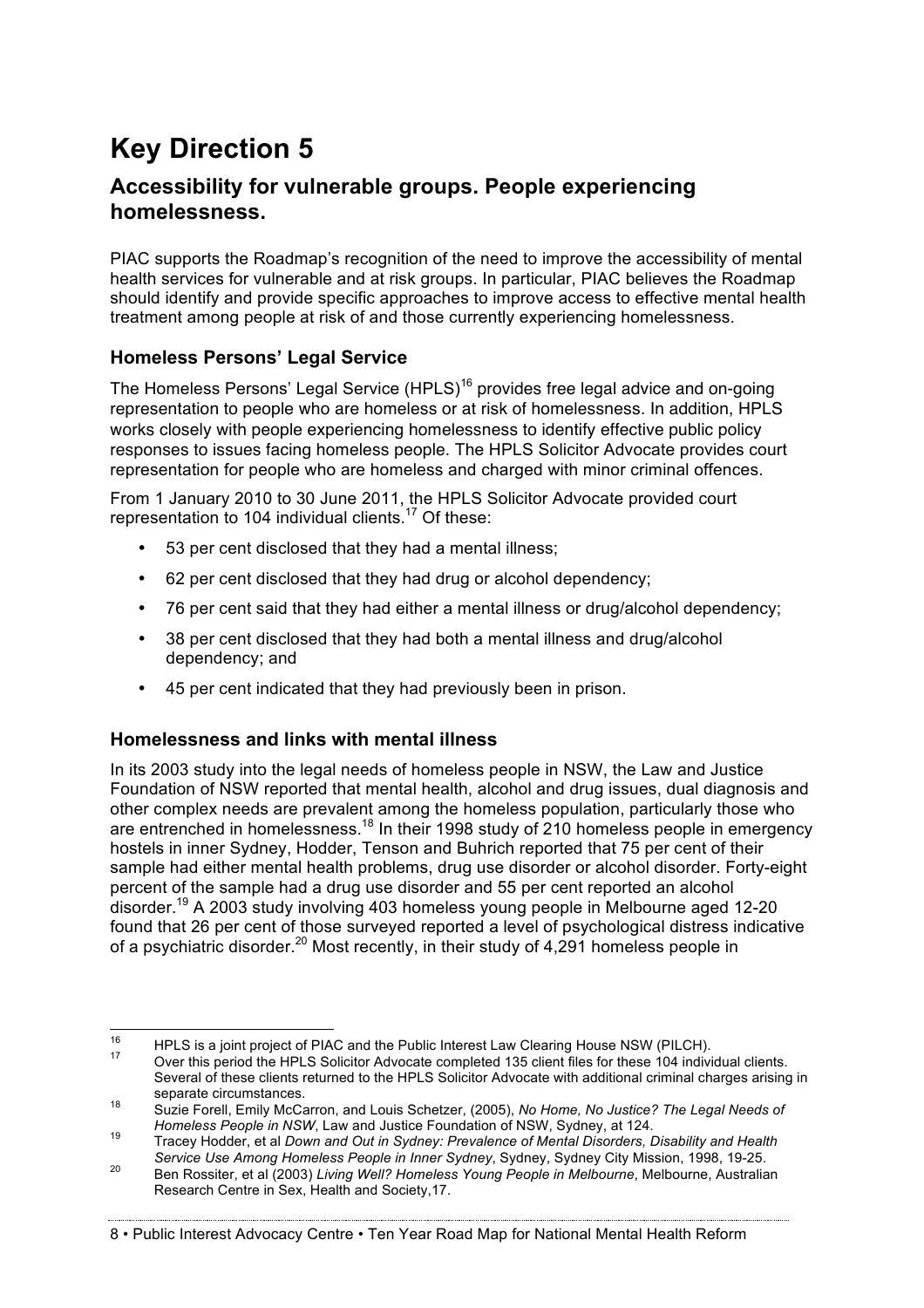# Key Direction 5

## Accessibility for vulnerable groups. People experiencing homelessness.

PIAC supports the Roadmap's recognition of the need to improve the accessibility of mental health services for vulnerable and at risk groups. In particular, PIAC believes the Roadmap should identify and provide specific approaches to improve access to effective mental health treatment among people at risk of and those currently experiencing homelessness.

### Homeless Persons' Legal Service

The Homeless Persons' Legal Service (HPLS)[16] provides free legal advice and on-going representation to people who are homeless or at risk of homelessness. In addition, HPLS works closely with people experiencing homelessness to identify effective public policy responses to issues facing homeless people. The HPLS Solicitor Advocate provides court representation for people who are homeless and charged with minor criminal offences.

From 1 January 2010 to 30 June 2011, the HPLS Solicitor Advocate provided court representation to 104 individual clients.[17] Of these:

- 53 per cent disclosed that they had a mental illness;
- 62 per cent disclosed that they had drug or alcohol dependency;
- 76 per cent said that they had either a mental illness or drug/alcohol dependency;
- 38 per cent disclosed that they had both a mental illness and drug/alcohol dependency; and
- 45 per cent indicated that they had previously been in prison.

### Homelessness and links with mental illness

In its 2003 study into the legal needs of homeless people in NSW, the Law and Justice Foundation of NSW reported that mental health, alcohol and drug issues, dual diagnosis and other complex needs are prevalent among the homeless population, particularly those who are entrenched in homelessness.[18] In their 1998 study of 210 homeless people in emergency hostels in inner Sydney, Hodder, Tenson and Buhrich reported that 75 per cent of their sample had either mental health problems, drug use disorder or alcohol disorder. Forty-eight percent of the sample had a drug use disorder and 55 per cent reported an alcohol disorder.[19] A 2003 study involving 403 homeless young people in Melbourne aged 12-20 found that 26 per cent of those surveyed reported a level of psychological distress indicative of a psychiatric disorder.[20] Most recently, in their study of 4,291 homeless people in

---

[16] HPLS is a joint project of PIAC and the Public Interest Law Clearing House NSW (PILCH).

[17] Over this period the HPLS Solicitor Advocate completed 135 client files for these 104 individual clients. Several of these clients returned to the HPLS Solicitor Advocate with additional criminal charges arising in separate circumstances.

[18] Suzie Forell, Emily McCarron, and Louis Schetzer, (2005), *No Home, No Justice? The Legal Needs of Homeless People in NSW*, Law and Justice Foundation of NSW, Sydney, at 124.

[19] Tracey Hodder, et al *Down and Out in Sydney: Prevalence of Mental Disorders, Disability and Health Service Use Among Homeless People in Inner Sydney*, Sydney, Sydney City Mission, 1998, 19-25.

[20] Ben Rossiter, et al (2003) *Living Well? Homeless Young People in Melbourne*, Melbourne, Australian Research Centre in Sex, Health and Society,17.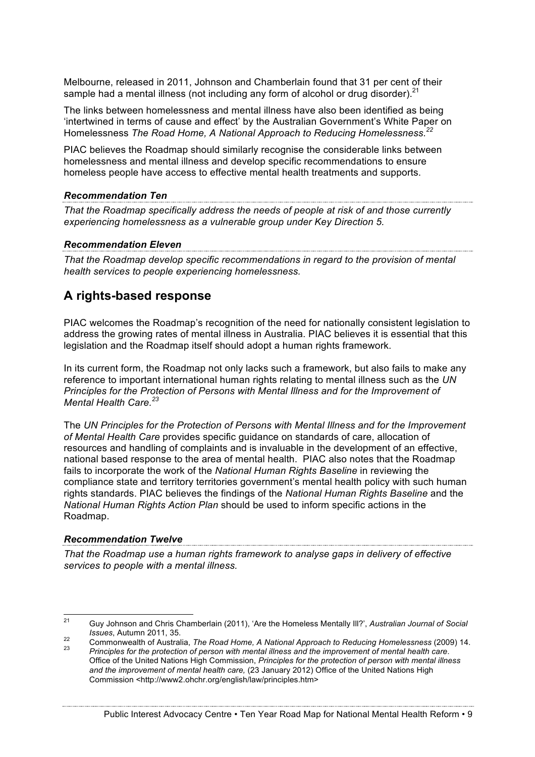Melbourne, released in 2011, Johnson and Chamberlain found that 31 per cent of their sample had a mental illness (not including any form of alcohol or drug disorder).[21]

The links between homelessness and mental illness have also been identified as being 'intertwined in terms of cause and effect' by the Australian Government's White Paper on Homelessness *The Road Home, A National Approach to Reducing Homelessness.*[22]

PIAC believes the Roadmap should similarly recognise the considerable links between homelessness and mental illness and develop specific recommendations to ensure homeless people have access to effective mental health treatments and supports.

***Recommendation Ten***

*That the Roadmap specifically address the needs of people at risk of and those currently experiencing homelessness as a vulnerable group under Key Direction 5.*

***Recommendation Eleven***

*That the Roadmap develop specific recommendations in regard to the provision of mental health services to people experiencing homelessness.*

## A rights-based response

PIAC welcomes the Roadmap's recognition of the need for nationally consistent legislation to address the growing rates of mental illness in Australia. PIAC believes it is essential that this legislation and the Roadmap itself should adopt a human rights framework.

In its current form, the Roadmap not only lacks such a framework, but also fails to make any reference to important international human rights relating to mental illness such as the *UN Principles for the Protection of Persons with Mental Illness and for the Improvement of Mental Health Care.*[23]

The *UN Principles for the Protection of Persons with Mental Illness and for the Improvement of Mental Health Care* provides specific guidance on standards of care, allocation of resources and handling of complaints and is invaluable in the development of an effective, national based response to the area of mental health. PIAC also notes that the Roadmap fails to incorporate the work of the *National Human Rights Baseline* in reviewing the compliance state and territory territories government's mental health policy with such human rights standards. PIAC believes the findings of the *National Human Rights Baseline* and the *National Human Rights Action Plan* should be used to inform specific actions in the Roadmap.

***Recommendation Twelve***

*That the Roadmap use a human rights framework to analyse gaps in delivery of effective services to people with a mental illness.*

---

[21] Guy Johnson and Chris Chamberlain (2011), 'Are the Homeless Mentally Ill?', *Australian Journal of Social Issues*, Autumn 2011, 35.

[22] Commonwealth of Australia, *The Road Home, A National Approach to Reducing Homelessness* (2009) 14.

[23] *Principles for the protection of person with mental illness and the improvement of mental health care*. Office of the United Nations High Commission, *Principles for the protection of person with mental illness and the improvement of mental health care,* (23 January 2012) Office of the United Nations High Commission <http://www2.ohchr.org/english/law/principles.htm>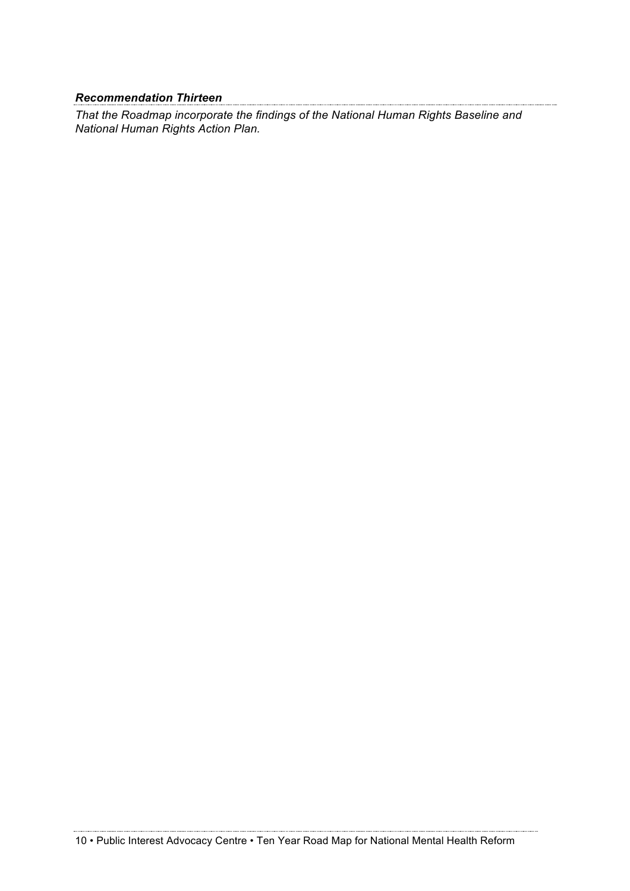***Recommendation Thirteen***

*That the Roadmap incorporate the findings of the National Human Rights Baseline and National Human Rights Action Plan.*